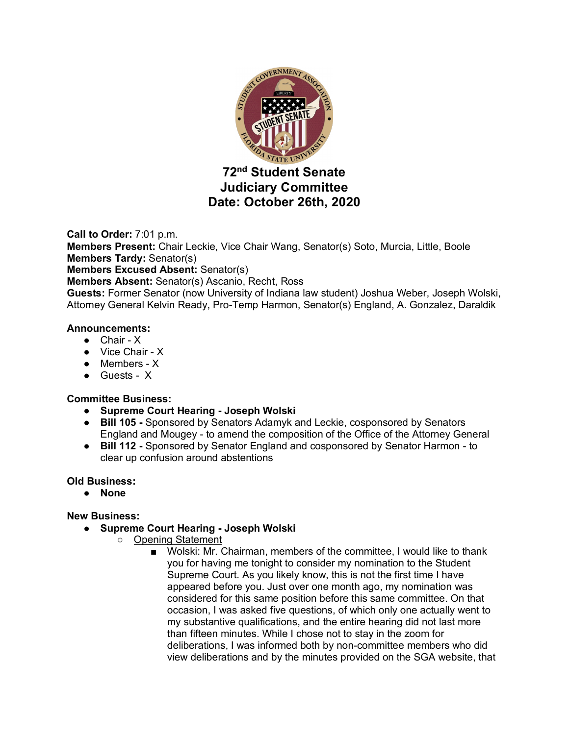# 72nd Student Senate
# Judiciary Committee
# Date: October 26th, 2020

**Call to Order:** 7:01 p.m.
**Members Present:** Chair Leckie, Vice Chair Wang, Senator(s) Soto, Murcia, Little, Boole
**Members Tardy:** Senator(s)
**Members Excused Absent:** Senator(s)
**Members Absent:** Senator(s) Ascanio, Recht, Ross
**Guests:** Former Senator (now University of Indiana law student) Joshua Weber, Joseph Wolski, Attorney General Kelvin Ready, Pro-Temp Harmon, Senator(s) England, A. Gonzalez, Daraldik

**Announcements:**

- Chair - X
- Vice Chair - X
- Members - X
- Guests - X

**Committee Business:**

- **Supreme Court Hearing - Joseph Wolski**
- **Bill 105 -** Sponsored by Senators Adamyk and Leckie, cosponsored by Senators England and Mougey - to amend the composition of the Office of the Attorney General
- **Bill 112 -** Sponsored by Senator England and cosponsored by Senator Harmon - to clear up confusion around abstentions

**Old Business:**

- **None**

**New Business:**

- **Supreme Court Hearing - Joseph Wolski**
  - Opening Statement
    - Wolski: Mr. Chairman, members of the committee, I would like to thank you for having me tonight to consider my nomination to the Student Supreme Court. As you likely know, this is not the first time I have appeared before you. Just over one month ago, my nomination was considered for this same position before this same committee. On that occasion, I was asked five questions, of which only one actually went to my substantive qualifications, and the entire hearing did not last more than fifteen minutes. While I chose not to stay in the zoom for deliberations, I was informed both by non-committee members who did view deliberations and by the minutes provided on the SGA website, that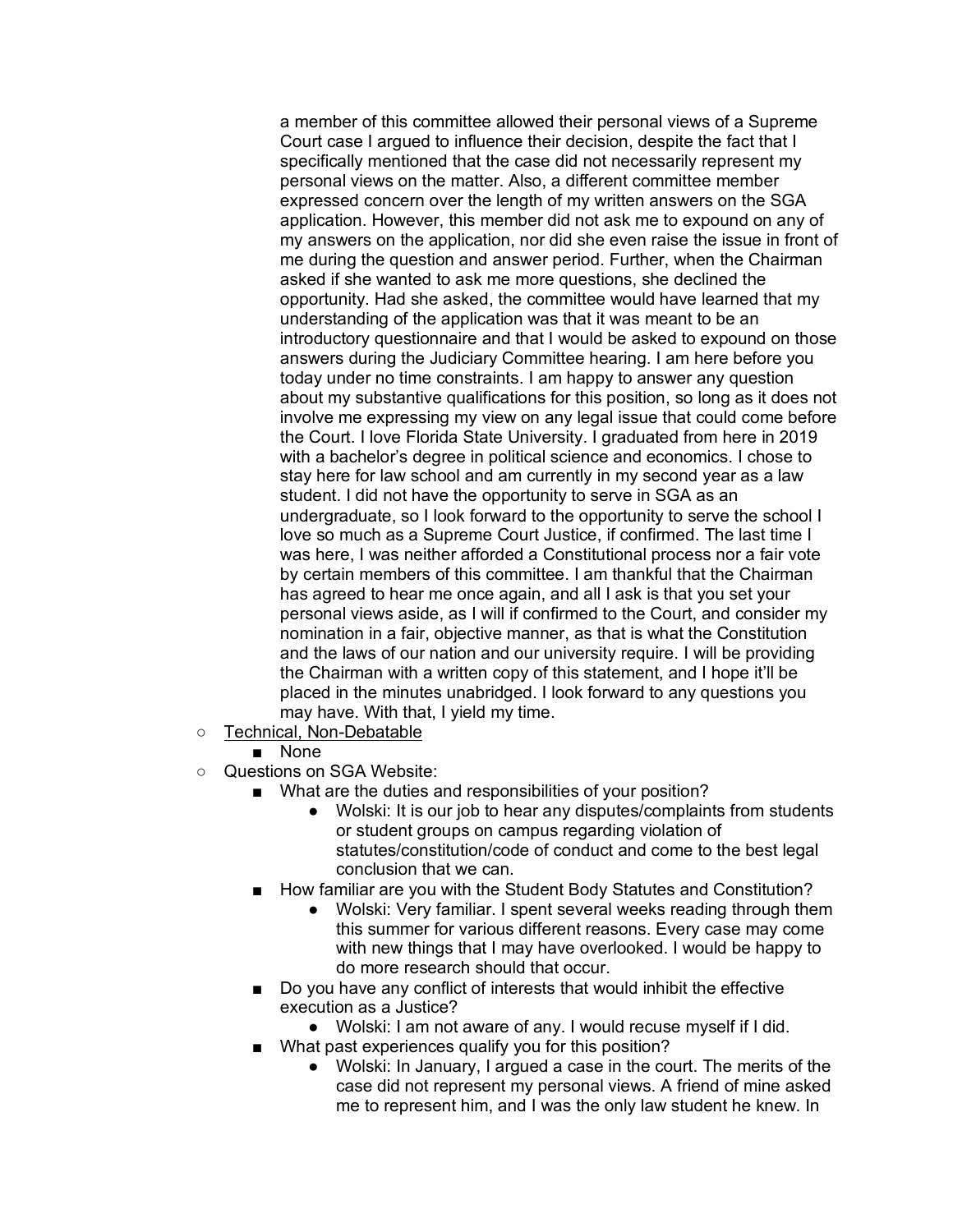a member of this committee allowed their personal views of a Supreme Court case I argued to influence their decision, despite the fact that I specifically mentioned that the case did not necessarily represent my personal views on the matter. Also, a different committee member expressed concern over the length of my written answers on the SGA application. However, this member did not ask me to expound on any of my answers on the application, nor did she even raise the issue in front of me during the question and answer period. Further, when the Chairman asked if she wanted to ask me more questions, she declined the opportunity. Had she asked, the committee would have learned that my understanding of the application was that it was meant to be an introductory questionnaire and that I would be asked to expound on those answers during the Judiciary Committee hearing. I am here before you today under no time constraints. I am happy to answer any question about my substantive qualifications for this position, so long as it does not involve me expressing my view on any legal issue that could come before the Court. I love Florida State University. I graduated from here in 2019 with a bachelor's degree in political science and economics. I chose to stay here for law school and am currently in my second year as a law student. I did not have the opportunity to serve in SGA as an undergraduate, so I look forward to the opportunity to serve the school I love so much as a Supreme Court Justice, if confirmed. The last time I was here, I was neither afforded a Constitutional process nor a fair vote by certain members of this committee. I am thankful that the Chairman has agreed to hear me once again, and all I ask is that you set your personal views aside, as I will if confirmed to the Court, and consider my nomination in a fair, objective manner, as that is what the Constitution and the laws of our nation and our university require. I will be providing the Chairman with a written copy of this statement, and I hope it'll be placed in the minutes unabridged. I look forward to any questions you may have. With that, I yield my time.

- Technical, Non-Debatable
  - None
- Questions on SGA Website:
  - What are the duties and responsibilities of your position?
    - Wolski: It is our job to hear any disputes/complaints from students or student groups on campus regarding violation of statutes/constitution/code of conduct and come to the best legal conclusion that we can.
  - How familiar are you with the Student Body Statutes and Constitution?
    - Wolski: Very familiar. I spent several weeks reading through them this summer for various different reasons. Every case may come with new things that I may have overlooked. I would be happy to do more research should that occur.
  - Do you have any conflict of interests that would inhibit the effective execution as a Justice?
    - Wolski: I am not aware of any. I would recuse myself if I did.
  - What past experiences qualify you for this position?
    - Wolski: In January, I argued a case in the court. The merits of the case did not represent my personal views. A friend of mine asked me to represent him, and I was the only law student he knew. In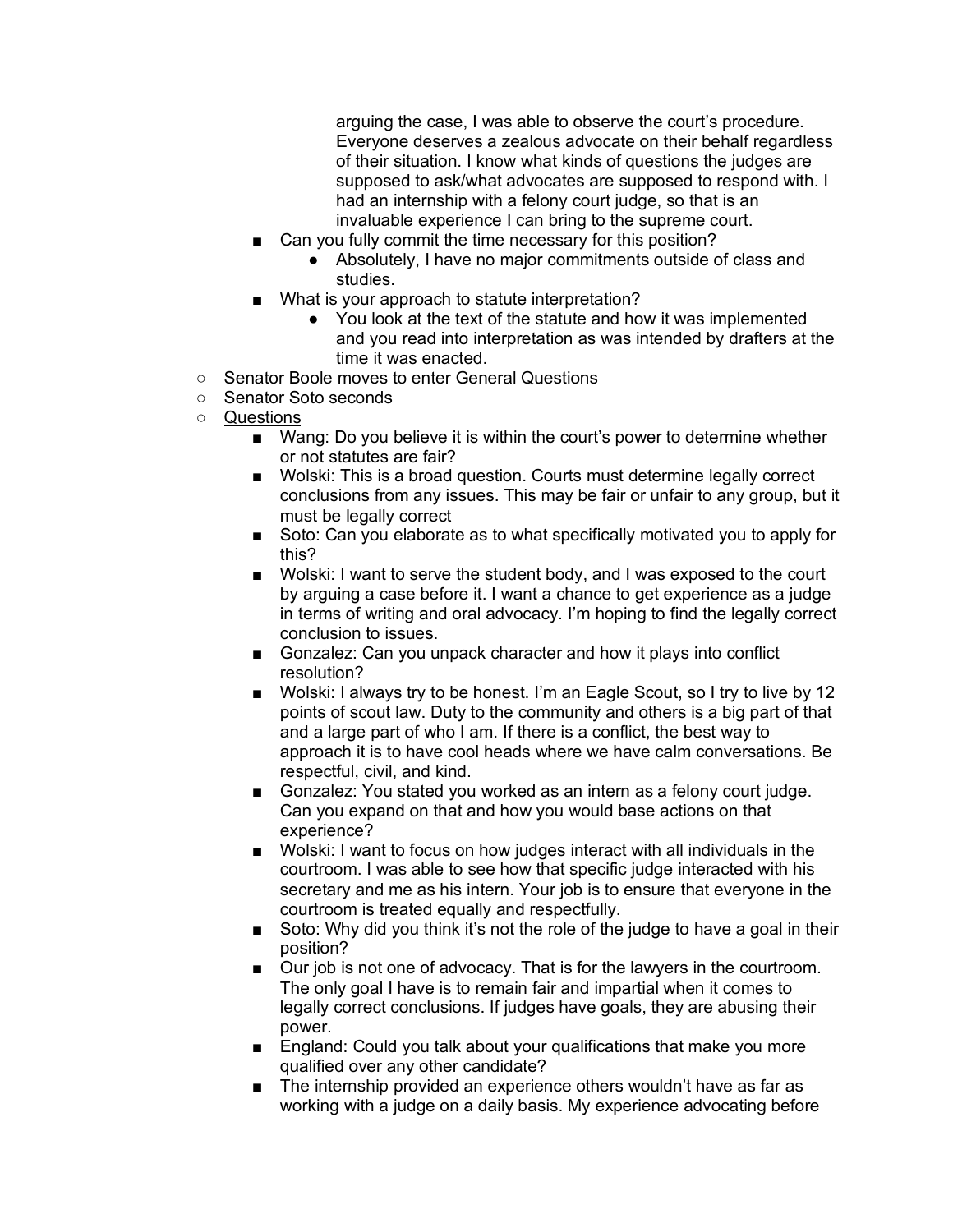- arguing the case, I was able to observe the court's procedure. Everyone deserves a zealous advocate on their behalf regardless of their situation. I know what kinds of questions the judges are supposed to ask/what advocates are supposed to respond with. I had an internship with a felony court judge, so that is an invaluable experience I can bring to the supreme court.
    - Can you fully commit the time necessary for this position?
        - Absolutely, I have no major commitments outside of class and studies.
    - What is your approach to statute interpretation?
        - You look at the text of the statute and how it was implemented and you read into interpretation as was intended by drafters at the time it was enacted.
- Senator Boole moves to enter General Questions
- Senator Soto seconds
- <u>Questions</u>
    - Wang: Do you believe it is within the court's power to determine whether or not statutes are fair?
    - Wolski: This is a broad question. Courts must determine legally correct conclusions from any issues. This may be fair or unfair to any group, but it must be legally correct
    - Soto: Can you elaborate as to what specifically motivated you to apply for this?
    - Wolski: I want to serve the student body, and I was exposed to the court by arguing a case before it. I want a chance to get experience as a judge in terms of writing and oral advocacy. I'm hoping to find the legally correct conclusion to issues.
    - Gonzalez: Can you unpack character and how it plays into conflict resolution?
    - Wolski: I always try to be honest. I'm an Eagle Scout, so I try to live by 12 points of scout law. Duty to the community and others is a big part of that and a large part of who I am. If there is a conflict, the best way to approach it is to have cool heads where we have calm conversations. Be respectful, civil, and kind.
    - Gonzalez: You stated you worked as an intern as a felony court judge. Can you expand on that and how you would base actions on that experience?
    - Wolski: I want to focus on how judges interact with all individuals in the courtroom. I was able to see how that specific judge interacted with his secretary and me as his intern. Your job is to ensure that everyone in the courtroom is treated equally and respectfully.
    - Soto: Why did you think it's not the role of the judge to have a goal in their position?
    - Our job is not one of advocacy. That is for the lawyers in the courtroom. The only goal I have is to remain fair and impartial when it comes to legally correct conclusions. If judges have goals, they are abusing their power.
    - England: Could you talk about your qualifications that make you more qualified over any other candidate?
    - The internship provided an experience others wouldn't have as far as working with a judge on a daily basis. My experience advocating before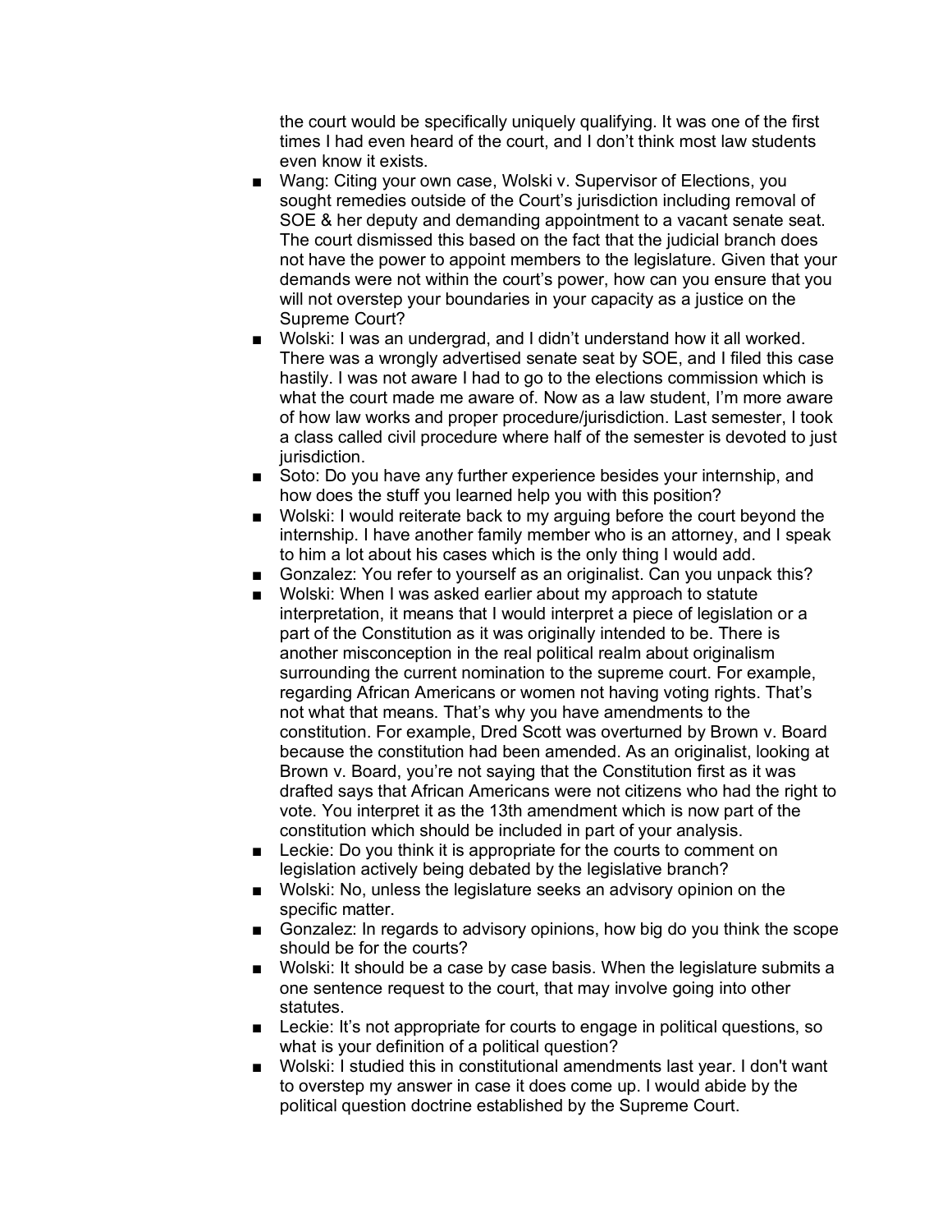the court would be specifically uniquely qualifying. It was one of the first times I had even heard of the court, and I don't think most law students even know it exists.

- Wang: Citing your own case, Wolski v. Supervisor of Elections, you sought remedies outside of the Court's jurisdiction including removal of SOE & her deputy and demanding appointment to a vacant senate seat. The court dismissed this based on the fact that the judicial branch does not have the power to appoint members to the legislature. Given that your demands were not within the court's power, how can you ensure that you will not overstep your boundaries in your capacity as a justice on the Supreme Court?
- Wolski: I was an undergrad, and I didn't understand how it all worked. There was a wrongly advertised senate seat by SOE, and I filed this case hastily. I was not aware I had to go to the elections commission which is what the court made me aware of. Now as a law student, I'm more aware of how law works and proper procedure/jurisdiction. Last semester, I took a class called civil procedure where half of the semester is devoted to just jurisdiction.
- Soto: Do you have any further experience besides your internship, and how does the stuff you learned help you with this position?
- Wolski: I would reiterate back to my arguing before the court beyond the internship. I have another family member who is an attorney, and I speak to him a lot about his cases which is the only thing I would add.
- Gonzalez: You refer to yourself as an originalist. Can you unpack this?
- Wolski: When I was asked earlier about my approach to statute interpretation, it means that I would interpret a piece of legislation or a part of the Constitution as it was originally intended to be. There is another misconception in the real political realm about originalism surrounding the current nomination to the supreme court. For example, regarding African Americans or women not having voting rights. That's not what that means. That's why you have amendments to the constitution. For example, Dred Scott was overturned by Brown v. Board because the constitution had been amended. As an originalist, looking at Brown v. Board, you're not saying that the Constitution first as it was drafted says that African Americans were not citizens who had the right to vote. You interpret it as the 13th amendment which is now part of the constitution which should be included in part of your analysis.
- Leckie: Do you think it is appropriate for the courts to comment on legislation actively being debated by the legislative branch?
- Wolski: No, unless the legislature seeks an advisory opinion on the specific matter.
- Gonzalez: In regards to advisory opinions, how big do you think the scope should be for the courts?
- Wolski: It should be a case by case basis. When the legislature submits a one sentence request to the court, that may involve going into other statutes.
- Leckie: It's not appropriate for courts to engage in political questions, so what is your definition of a political question?
- Wolski: I studied this in constitutional amendments last year. I don't want to overstep my answer in case it does come up. I would abide by the political question doctrine established by the Supreme Court.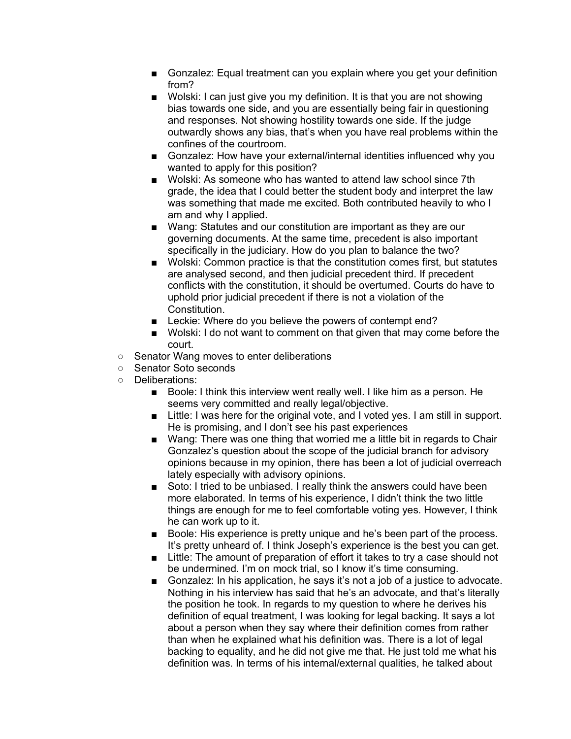- Gonzalez: Equal treatment can you explain where you get your definition from?
        - Wolski: I can just give you my definition. It is that you are not showing bias towards one side, and you are essentially being fair in questioning and responses. Not showing hostility towards one side. If the judge outwardly shows any bias, that's when you have real problems within the confines of the courtroom.
        - Gonzalez: How have your external/internal identities influenced why you wanted to apply for this position?
        - Wolski: As someone who has wanted to attend law school since 7th grade, the idea that I could better the student body and interpret the law was something that made me excited. Both contributed heavily to who I am and why I applied.
        - Wang: Statutes and our constitution are important as they are our governing documents. At the same time, precedent is also important specifically in the judiciary. How do you plan to balance the two?
        - Wolski: Common practice is that the constitution comes first, but statutes are analysed second, and then judicial precedent third. If precedent conflicts with the constitution, it should be overturned. Courts do have to uphold prior judicial precedent if there is not a violation of the Constitution.
        - Leckie: Where do you believe the powers of contempt end?
        - Wolski: I do not want to comment on that given that may come before the court.
    - Senator Wang moves to enter deliberations
    - Senator Soto seconds
    - Deliberations:
        - Boole: I think this interview went really well. I like him as a person. He seems very committed and really legal/objective.
        - Little: I was here for the original vote, and I voted yes. I am still in support. He is promising, and I don't see his past experiences
        - Wang: There was one thing that worried me a little bit in regards to Chair Gonzalez's question about the scope of the judicial branch for advisory opinions because in my opinion, there has been a lot of judicial overreach lately especially with advisory opinions.
        - Soto: I tried to be unbiased. I really think the answers could have been more elaborated. In terms of his experience, I didn't think the two little things are enough for me to feel comfortable voting yes. However, I think he can work up to it.
        - Boole: His experience is pretty unique and he's been part of the process. It's pretty unheard of. I think Joseph's experience is the best you can get.
        - Little: The amount of preparation of effort it takes to try a case should not be undermined. I'm on mock trial, so I know it's time consuming.
        - Gonzalez: In his application, he says it's not a job of a justice to advocate. Nothing in his interview has said that he's an advocate, and that's literally the position he took. In regards to my question to where he derives his definition of equal treatment, I was looking for legal backing. It says a lot about a person when they say where their definition comes from rather than when he explained what his definition was. There is a lot of legal backing to equality, and he did not give me that. He just told me what his definition was. In terms of his internal/external qualities, he talked about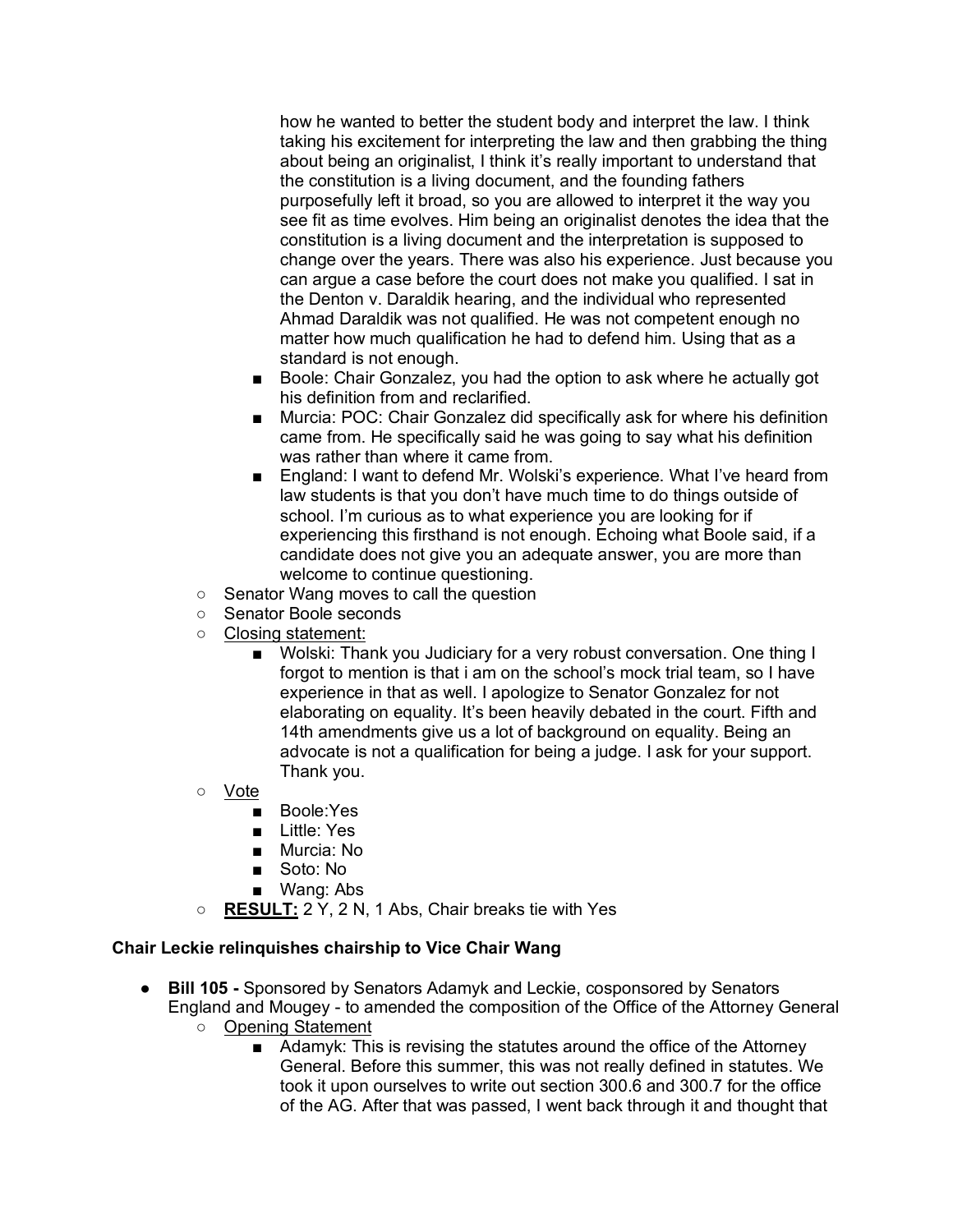how he wanted to better the student body and interpret the law. I think taking his excitement for interpreting the law and then grabbing the thing about being an originalist, I think it's really important to understand that the constitution is a living document, and the founding fathers purposefully left it broad, so you are allowed to interpret it the way you see fit as time evolves. Him being an originalist denotes the idea that the constitution is a living document and the interpretation is supposed to change over the years. There was also his experience. Just because you can argue a case before the court does not make you qualified. I sat in the Denton v. Daraldik hearing, and the individual who represented Ahmad Daraldik was not qualified. He was not competent enough no matter how much qualification he had to defend him. Using that as a standard is not enough.

        - Boole: Chair Gonzalez, you had the option to ask where he actually got his definition from and reclarified.
        - Murcia: POC: Chair Gonzalez did specifically ask for where his definition came from. He specifically said he was going to say what his definition was rather than where it came from.
        - England: I want to defend Mr. Wolski's experience. What I've heard from law students is that you don't have much time to do things outside of school. I'm curious as to what experience you are looking for if experiencing this firsthand is not enough. Echoing what Boole said, if a candidate does not give you an adequate answer, you are more than welcome to continue questioning.
    - Senator Wang moves to call the question
    - Senator Boole seconds
    - <u>Closing statement:</u>
        - Wolski: Thank you Judiciary for a very robust conversation. One thing I forgot to mention is that i am on the school's mock trial team, so I have experience in that as well. I apologize to Senator Gonzalez for not elaborating on equality. It's been heavily debated in the court. Fifth and 14th amendments give us a lot of background on equality. Being an advocate is not a qualification for being a judge. I ask for your support. Thank you.
    - <u>Vote</u>
        - Boole:Yes
        - Little: Yes
        - Murcia: No
        - Soto: No
        - Wang: Abs
    - **<u>RESULT:</u>** 2 Y, 2 N, 1 Abs, Chair breaks tie with Yes

**Chair Leckie relinquishes chairship to Vice Chair Wang**

- **Bill 105 -** Sponsored by Senators Adamyk and Leckie, cosponsored by Senators England and Mougey - to amended the composition of the Office of the Attorney General
    - <u>Opening Statement</u>
        - Adamyk: This is revising the statutes around the office of the Attorney General. Before this summer, this was not really defined in statutes. We took it upon ourselves to write out section 300.6 and 300.7 for the office of the AG. After that was passed, I went back through it and thought that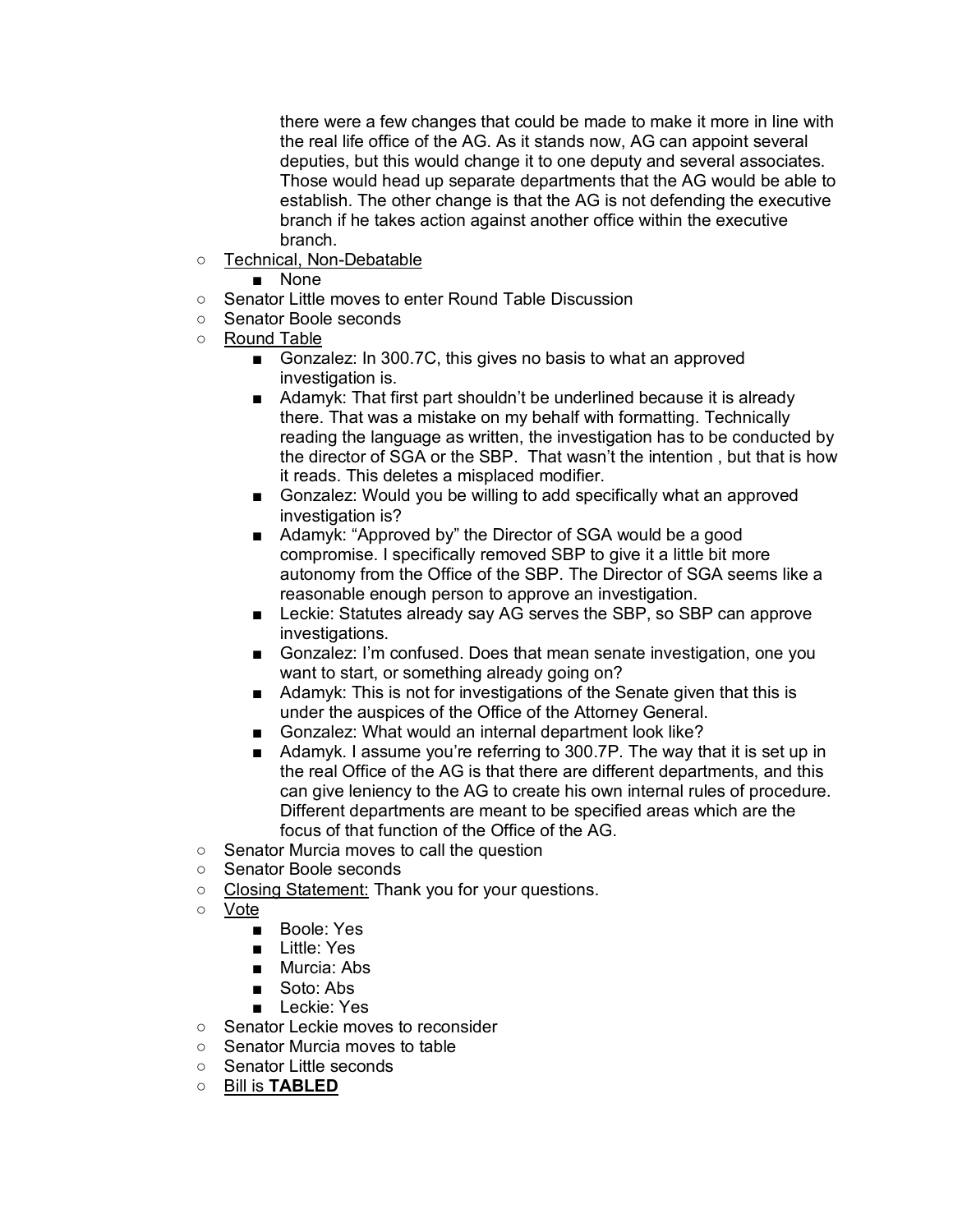there were a few changes that could be made to make it more in line with the real life office of the AG. As it stands now, AG can appoint several deputies, but this would change it to one deputy and several associates. Those would head up separate departments that the AG would be able to establish. The other change is that the AG is not defending the executive branch if he takes action against another office within the executive branch.

- Technical, Non-Debatable
  - None
- Senator Little moves to enter Round Table Discussion
- Senator Boole seconds
- Round Table
  - Gonzalez: In 300.7C, this gives no basis to what an approved investigation is.
  - Adamyk: That first part shouldn't be underlined because it is already there. That was a mistake on my behalf with formatting. Technically reading the language as written, the investigation has to be conducted by the director of SGA or the SBP. That wasn't the intention , but that is how it reads. This deletes a misplaced modifier.
  - Gonzalez: Would you be willing to add specifically what an approved investigation is?
  - Adamyk: "Approved by" the Director of SGA would be a good compromise. I specifically removed SBP to give it a little bit more autonomy from the Office of the SBP. The Director of SGA seems like a reasonable enough person to approve an investigation.
  - Leckie: Statutes already say AG serves the SBP, so SBP can approve investigations.
  - Gonzalez: I'm confused. Does that mean senate investigation, one you want to start, or something already going on?
  - Adamyk: This is not for investigations of the Senate given that this is under the auspices of the Office of the Attorney General.
  - Gonzalez: What would an internal department look like?
  - Adamyk. I assume you're referring to 300.7P. The way that it is set up in the real Office of the AG is that there are different departments, and this can give leniency to the AG to create his own internal rules of procedure. Different departments are meant to be specified areas which are the focus of that function of the Office of the AG.
- Senator Murcia moves to call the question
- Senator Boole seconds
- Closing Statement: Thank you for your questions.
- Vote
  - Boole: Yes
  - Little: Yes
  - Murcia: Abs
  - Soto: Abs
  - Leckie: Yes
- Senator Leckie moves to reconsider
- Senator Murcia moves to table
- Senator Little seconds
- Bill is **TABLED**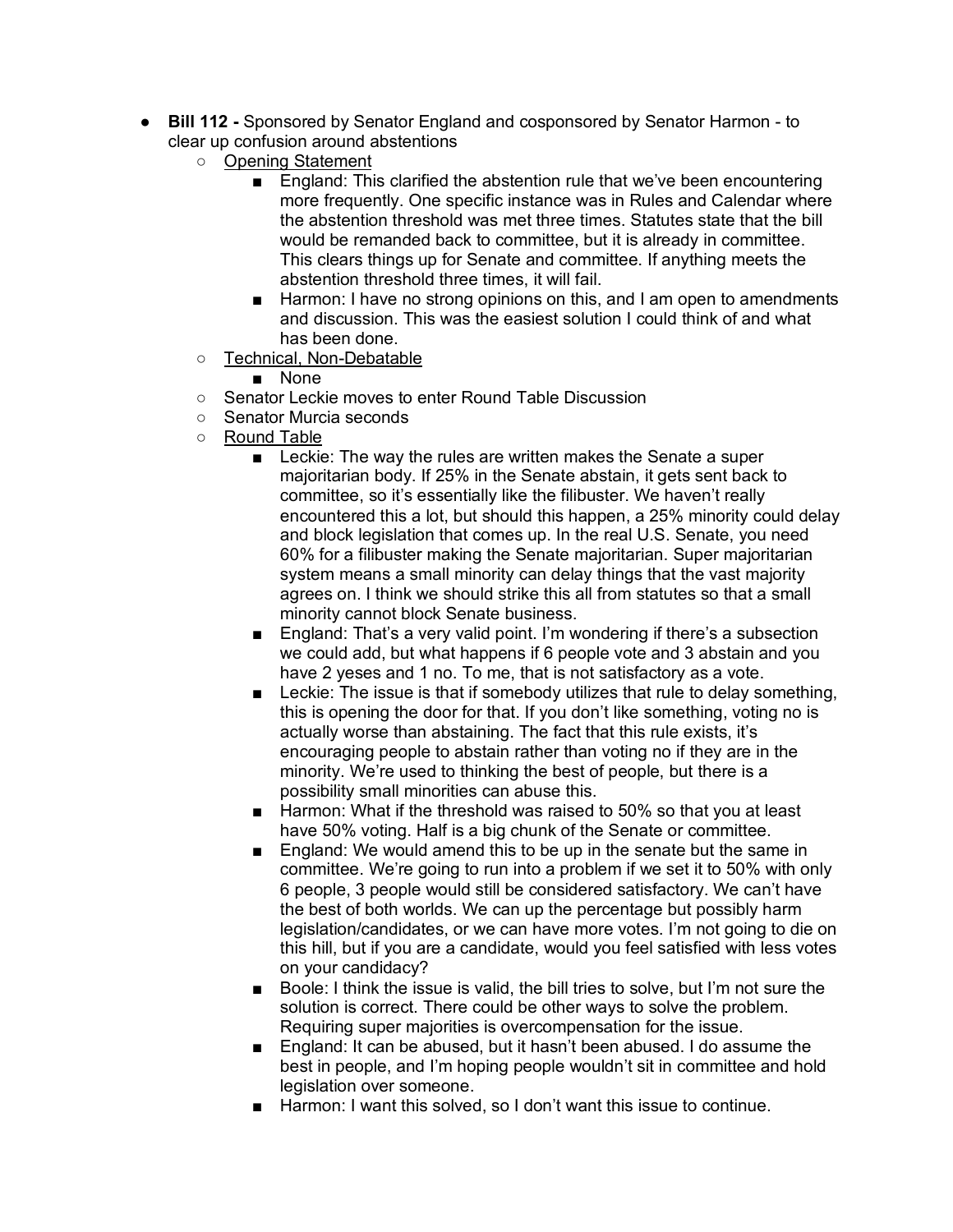- **Bill 112 -** Sponsored by Senator England and cosponsored by Senator Harmon - to clear up confusion around abstentions
  - <u>Opening Statement</u>
    - England: This clarified the abstention rule that we've been encountering more frequently. One specific instance was in Rules and Calendar where the abstention threshold was met three times. Statutes state that the bill would be remanded back to committee, but it is already in committee. This clears things up for Senate and committee. If anything meets the abstention threshold three times, it will fail.
    - Harmon: I have no strong opinions on this, and I am open to amendments and discussion. This was the easiest solution I could think of and what has been done.
  - <u>Technical, Non-Debatable</u>
    - None
  - Senator Leckie moves to enter Round Table Discussion
  - Senator Murcia seconds
  - <u>Round Table</u>
    - Leckie: The way the rules are written makes the Senate a super majoritarian body. If 25% in the Senate abstain, it gets sent back to committee, so it's essentially like the filibuster. We haven't really encountered this a lot, but should this happen, a 25% minority could delay and block legislation that comes up. In the real U.S. Senate, you need 60% for a filibuster making the Senate majoritarian. Super majoritarian system means a small minority can delay things that the vast majority agrees on. I think we should strike this all from statutes so that a small minority cannot block Senate business.
    - England: That's a very valid point. I'm wondering if there's a subsection we could add, but what happens if 6 people vote and 3 abstain and you have 2 yeses and 1 no. To me, that is not satisfactory as a vote.
    - Leckie: The issue is that if somebody utilizes that rule to delay something, this is opening the door for that. If you don't like something, voting no is actually worse than abstaining. The fact that this rule exists, it's encouraging people to abstain rather than voting no if they are in the minority. We're used to thinking the best of people, but there is a possibility small minorities can abuse this.
    - Harmon: What if the threshold was raised to 50% so that you at least have 50% voting. Half is a big chunk of the Senate or committee.
    - England: We would amend this to be up in the senate but the same in committee. We're going to run into a problem if we set it to 50% with only 6 people, 3 people would still be considered satisfactory. We can't have the best of both worlds. We can up the percentage but possibly harm legislation/candidates, or we can have more votes. I'm not going to die on this hill, but if you are a candidate, would you feel satisfied with less votes on your candidacy?
    - Boole: I think the issue is valid, the bill tries to solve, but I'm not sure the solution is correct. There could be other ways to solve the problem. Requiring super majorities is overcompensation for the issue.
    - England: It can be abused, but it hasn't been abused. I do assume the best in people, and I'm hoping people wouldn't sit in committee and hold legislation over someone.
    - Harmon: I want this solved, so I don't want this issue to continue.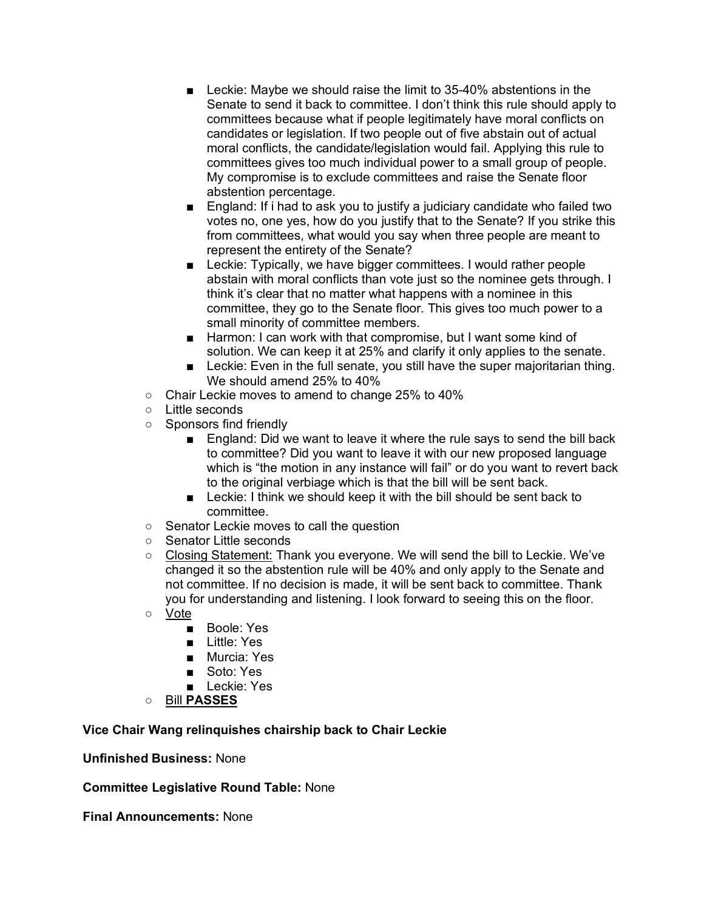- Leckie: Maybe we should raise the limit to 35-40% abstentions in the Senate to send it back to committee. I don't think this rule should apply to committees because what if people legitimately have moral conflicts on candidates or legislation. If two people out of five abstain out of actual moral conflicts, the candidate/legislation would fail. Applying this rule to committees gives too much individual power to a small group of people. My compromise is to exclude committees and raise the Senate floor abstention percentage.
        - England: If i had to ask you to justify a judiciary candidate who failed two votes no, one yes, how do you justify that to the Senate? If you strike this from committees, what would you say when three people are meant to represent the entirety of the Senate?
        - Leckie: Typically, we have bigger committees. I would rather people abstain with moral conflicts than vote just so the nominee gets through. I think it's clear that no matter what happens with a nominee in this committee, they go to the Senate floor. This gives too much power to a small minority of committee members.
        - Harmon: I can work with that compromise, but I want some kind of solution. We can keep it at 25% and clarify it only applies to the senate.
        - Leckie: Even in the full senate, you still have the super majoritarian thing. We should amend 25% to 40%
    - Chair Leckie moves to amend to change 25% to 40%
    - Little seconds
    - Sponsors find friendly
        - England: Did we want to leave it where the rule says to send the bill back to committee? Did you want to leave it with our new proposed language which is "the motion in any instance will fail" or do you want to revert back to the original verbiage which is that the bill will be sent back.
        - Leckie: I think we should keep it with the bill should be sent back to committee.
    - Senator Leckie moves to call the question
    - Senator Little seconds
    - <u>Closing Statement:</u> Thank you everyone. We will send the bill to Leckie. We've changed it so the abstention rule will be 40% and only apply to the Senate and not committee. If no decision is made, it will be sent back to committee. Thank you for understanding and listening. I look forward to seeing this on the floor.
    - <u>Vote</u>
        - Boole: Yes
        - Little: Yes
        - Murcia: Yes
        - Soto: Yes
        - Leckie: Yes
    - <u>Bill **PASSES**</u>

**Vice Chair Wang relinquishes chairship back to Chair Leckie**

**Unfinished Business:** None

**Committee Legislative Round Table:** None

**Final Announcements:** None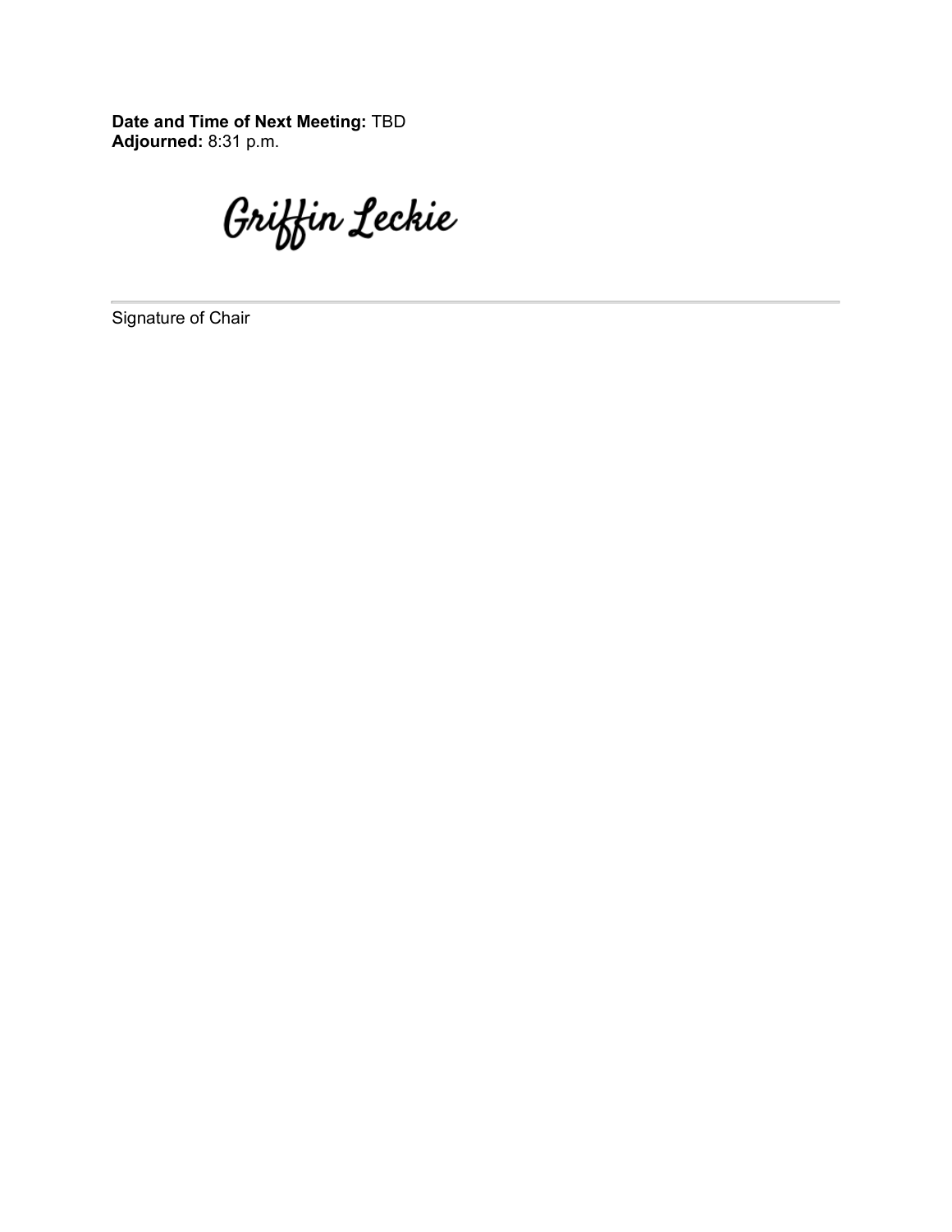**Date and Time of Next Meeting:** TBD
**Adjourned:** 8:31 p.m.

Griffin Leckie

---

Signature of Chair